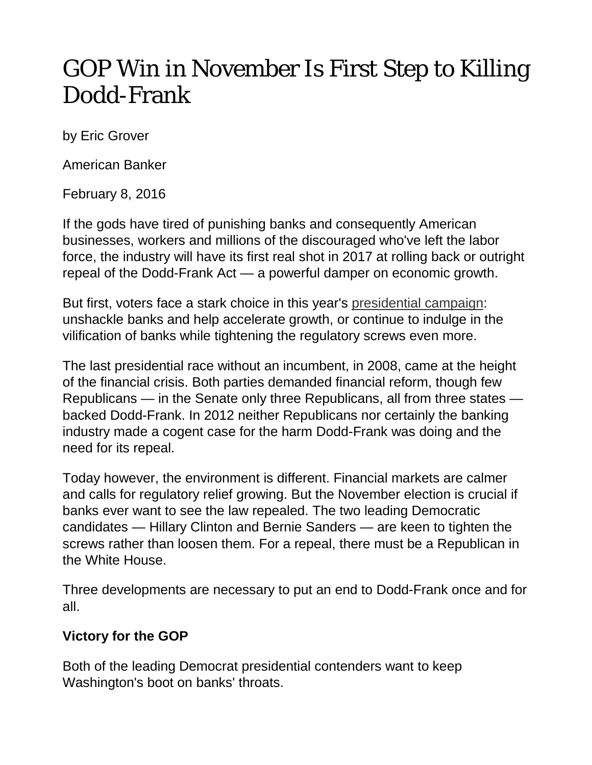# GOP Win in November Is First Step to Killing Dodd-Frank

by Eric Grover

American Banker

February 8, 2016

If the gods have tired of punishing banks and consequently American businesses, workers and millions of the discouraged who've left the labor force, the industry will have its first real shot in 2017 at rolling back or outright repeal of the Dodd-Frank Act — a powerful damper on economic growth.

But first, voters face a stark choice in this year's presidential campaign: unshackle banks and help accelerate growth, or continue to indulge in the vilification of banks while tightening the regulatory screws even more.

The last presidential race without an incumbent, in 2008, came at the height of the financial crisis. Both parties demanded financial reform, though few Republicans — in the Senate only three Republicans, all from three states — backed Dodd-Frank. In 2012 neither Republicans nor certainly the banking industry made a cogent case for the harm Dodd-Frank was doing and the need for its repeal.

Today however, the environment is different. Financial markets are calmer and calls for regulatory relief growing. But the November election is crucial if banks ever want to see the law repealed. The two leading Democratic candidates — Hillary Clinton and Bernie Sanders — are keen to tighten the screws rather than loosen them. For a repeal, there must be a Republican in the White House.

Three developments are necessary to put an end to Dodd-Frank once and for all.

**Victory for the GOP**

Both of the leading Democrat presidential contenders want to keep Washington's boot on banks' throats.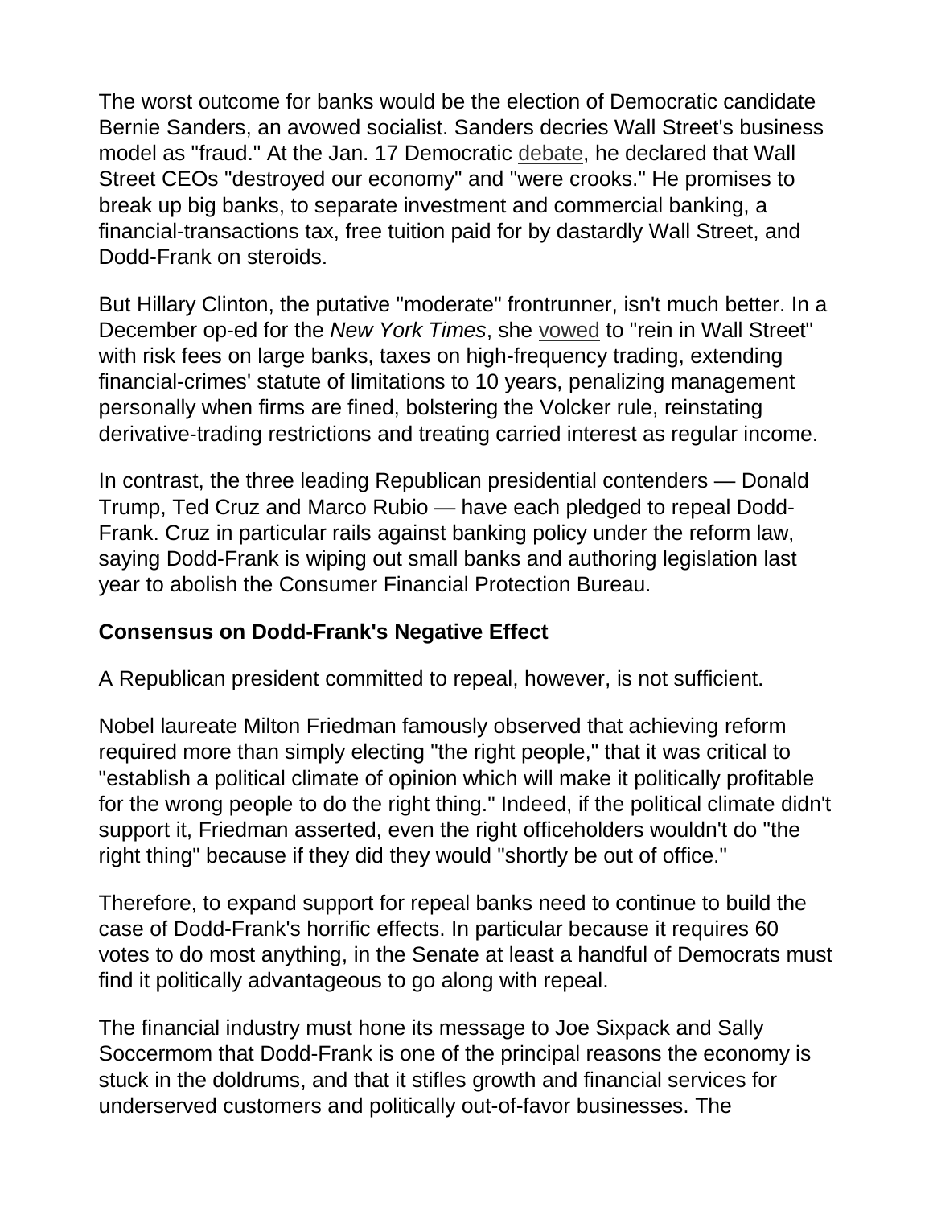The worst outcome for banks would be the election of Democratic candidate Bernie Sanders, an avowed socialist. Sanders decries Wall Street's business model as "fraud." At the Jan. 17 Democratic debate, he declared that Wall Street CEOs "destroyed our economy" and "were crooks." He promises to break up big banks, to separate investment and commercial banking, a financial-transactions tax, free tuition paid for by dastardly Wall Street, and Dodd-Frank on steroids.

But Hillary Clinton, the putative "moderate" frontrunner, isn't much better. In a December op-ed for the *New York Times*, she vowed to "rein in Wall Street" with risk fees on large banks, taxes on high-frequency trading, extending financial-crimes' statute of limitations to 10 years, penalizing management personally when firms are fined, bolstering the Volcker rule, reinstating derivative-trading restrictions and treating carried interest as regular income.

In contrast, the three leading Republican presidential contenders — Donald Trump, Ted Cruz and Marco Rubio — have each pledged to repeal Dodd-Frank. Cruz in particular rails against banking policy under the reform law, saying Dodd-Frank is wiping out small banks and authoring legislation last year to abolish the Consumer Financial Protection Bureau.

**Consensus on Dodd-Frank's Negative Effect**

A Republican president committed to repeal, however, is not sufficient.

Nobel laureate Milton Friedman famously observed that achieving reform required more than simply electing "the right people," that it was critical to "establish a political climate of opinion which will make it politically profitable for the wrong people to do the right thing." Indeed, if the political climate didn't support it, Friedman asserted, even the right officeholders wouldn't do "the right thing" because if they did they would "shortly be out of office."

Therefore, to expand support for repeal banks need to continue to build the case of Dodd-Frank's horrific effects. In particular because it requires 60 votes to do most anything, in the Senate at least a handful of Democrats must find it politically advantageous to go along with repeal.

The financial industry must hone its message to Joe Sixpack and Sally Soccermom that Dodd-Frank is one of the principal reasons the economy is stuck in the doldrums, and that it stifles growth and financial services for underserved customers and politically out-of-favor businesses. The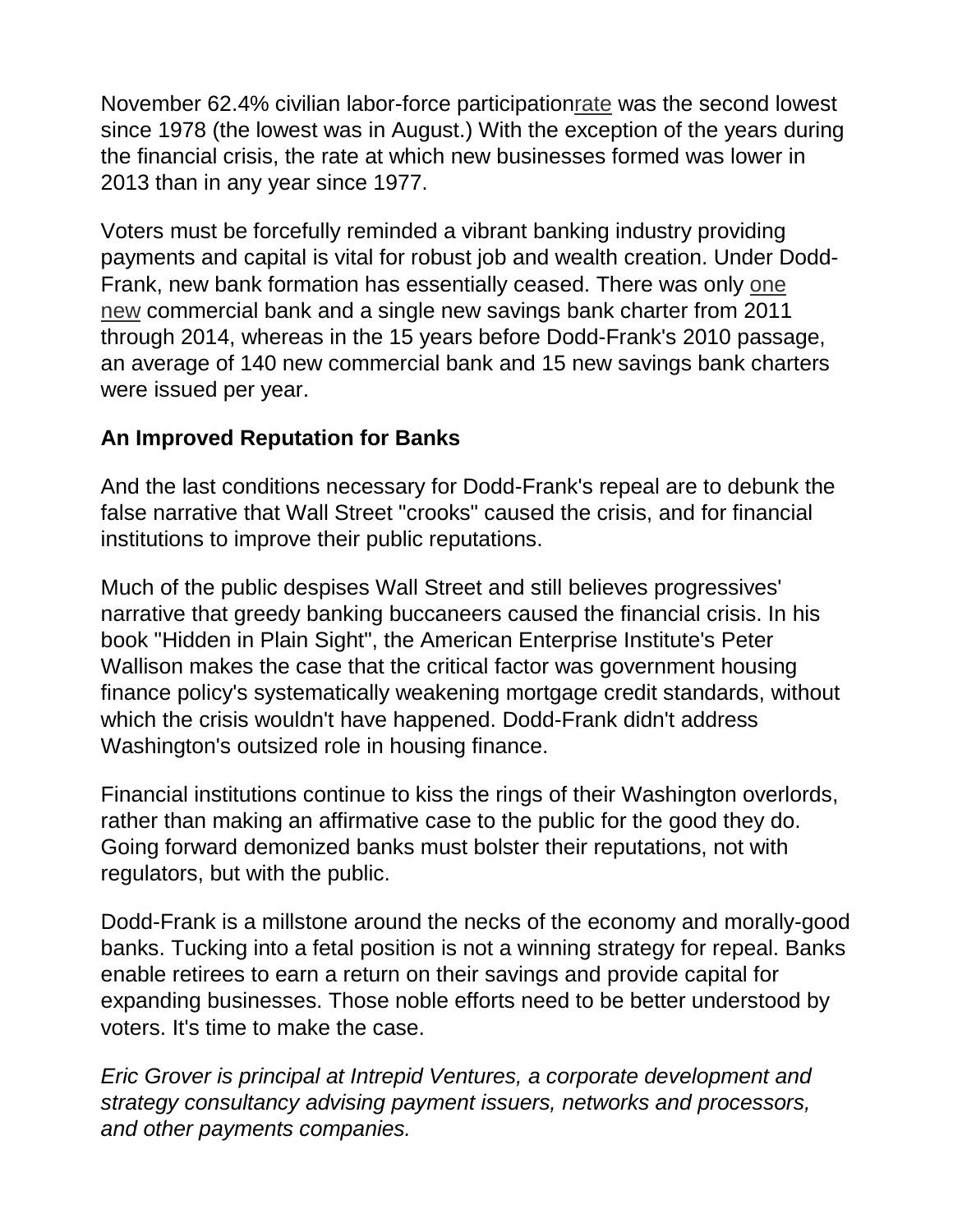November 62.4% civilian labor-force participationrate was the second lowest since 1978 (the lowest was in August.) With the exception of the years during the financial crisis, the rate at which new businesses formed was lower in 2013 than in any year since 1977.

Voters must be forcefully reminded a vibrant banking industry providing payments and capital is vital for robust job and wealth creation. Under Dodd-Frank, new bank formation has essentially ceased. There was only one new commercial bank and a single new savings bank charter from 2011 through 2014, whereas in the 15 years before Dodd-Frank's 2010 passage, an average of 140 new commercial bank and 15 new savings bank charters were issued per year.

**An Improved Reputation for Banks**

And the last conditions necessary for Dodd-Frank's repeal are to debunk the false narrative that Wall Street "crooks" caused the crisis, and for financial institutions to improve their public reputations.

Much of the public despises Wall Street and still believes progressives' narrative that greedy banking buccaneers caused the financial crisis. In his book "Hidden in Plain Sight", the American Enterprise Institute's Peter Wallison makes the case that the critical factor was government housing finance policy's systematically weakening mortgage credit standards, without which the crisis wouldn't have happened. Dodd-Frank didn't address Washington's outsized role in housing finance.

Financial institutions continue to kiss the rings of their Washington overlords, rather than making an affirmative case to the public for the good they do. Going forward demonized banks must bolster their reputations, not with regulators, but with the public.

Dodd-Frank is a millstone around the necks of the economy and morally-good banks. Tucking into a fetal position is not a winning strategy for repeal. Banks enable retirees to earn a return on their savings and provide capital for expanding businesses. Those noble efforts need to be better understood by voters. It's time to make the case.

*Eric Grover is principal at Intrepid Ventures, a corporate development and strategy consultancy advising payment issuers, networks and processors, and other payments companies.*